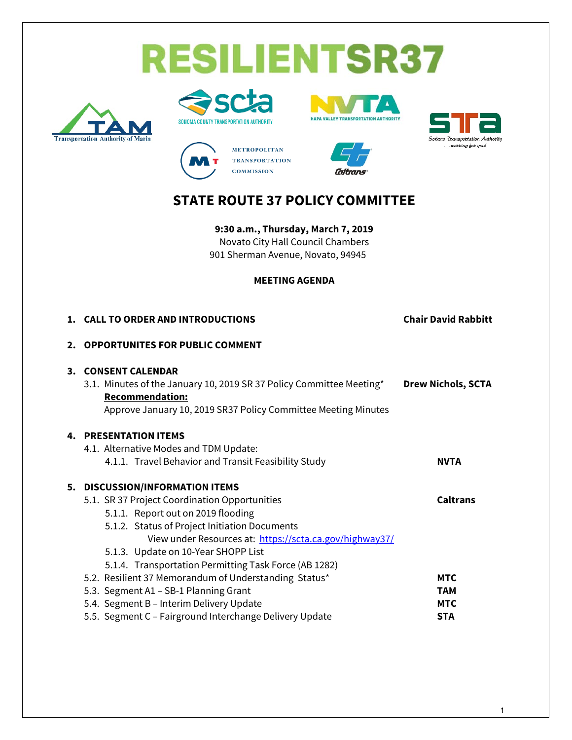# RESILIENTSR37

Transportation Authority of Marin

SONOMA COUNTY TRANSPORTATION AUTHORITY

NAPA VALLEY TRANSPORTATION AUTHORITY

Solano Transportation Authority ...working for you!

METROPOLITAN TRANSPORTATION COMMISSION

Caltrans

## STATE ROUTE 37 POLICY COMMITTEE

**9:30 a.m., Thursday, March 7, 2019**
Novato City Hall Council Chambers
901 Sherman Avenue, Novato, 94945

**MEETING AGENDA**

**1. CALL TO ORDER AND INTRODUCTIONS** — **Chair David Rabbitt**

**2. OPPORTUNITES FOR PUBLIC COMMENT**

**3. CONSENT CALENDAR**

3.1. Minutes of the January 10, 2019 SR 37 Policy Committee Meeting* — **Drew Nichols, SCTA**

**Recommendation:**
Approve January 10, 2019 SR37 Policy Committee Meeting Minutes

**4. PRESENTATION ITEMS**

4.1. Alternative Modes and TDM Update:

4.1.1. Travel Behavior and Transit Feasibility Study — **NVTA**

**5. DISCUSSION/INFORMATION ITEMS**

5.1. SR 37 Project Coordination Opportunities — **Caltrans**

5.1.1. Report out on 2019 flooding

5.1.2. Status of Project Initiation Documents
View under Resources at: https://scta.ca.gov/highway37/

5.1.3. Update on 10-Year SHOPP List

5.1.4. Transportation Permitting Task Force (AB 1282)

5.2. Resilient 37 Memorandum of Understanding Status* — **MTC**

5.3. Segment A1 – SB-1 Planning Grant — **TAM**

5.4. Segment B – Interim Delivery Update — **MTC**

5.5. Segment C – Fairground Interchange Delivery Update — **STA**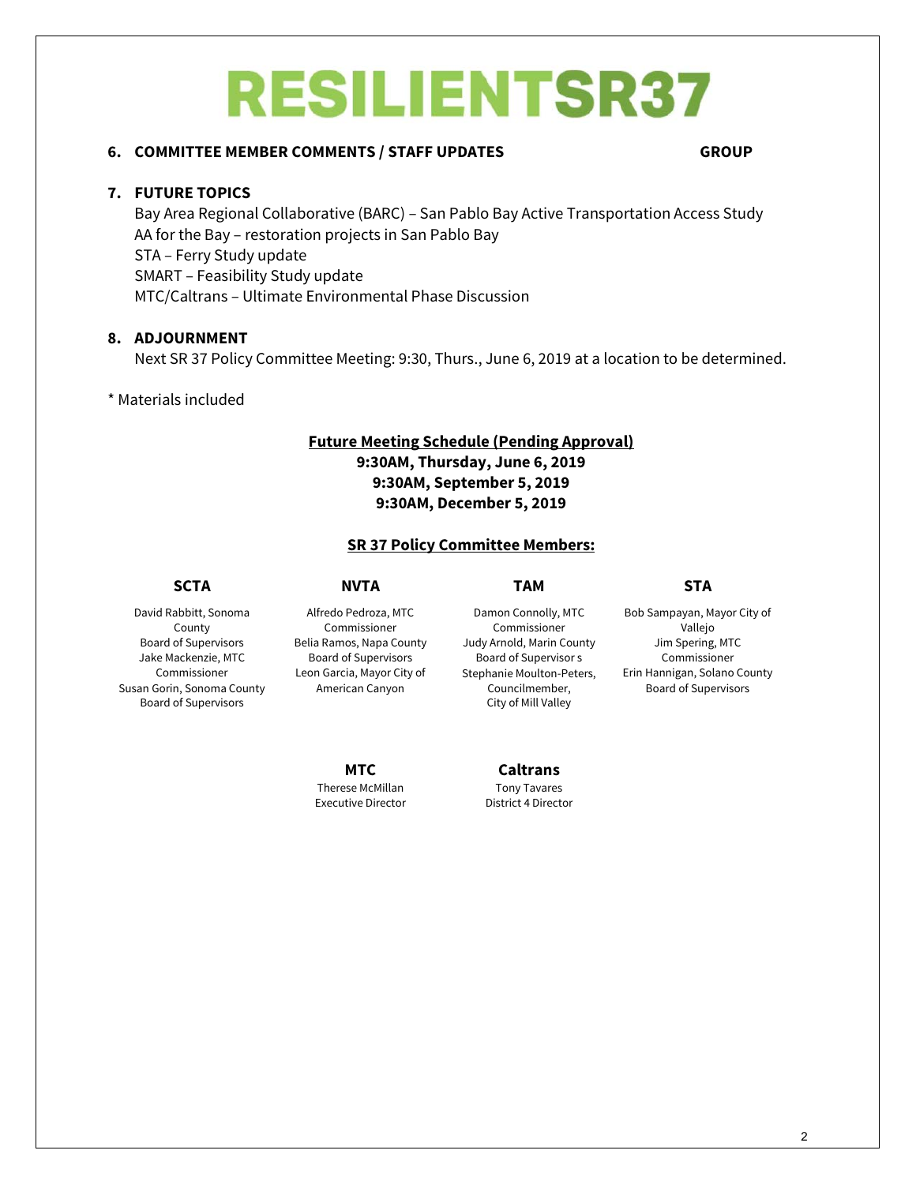# RESILIENTSR37

**6. COMMITTEE MEMBER COMMENTS / STAFF UPDATES** **GROUP**

**7. FUTURE TOPICS**

Bay Area Regional Collaborative (BARC) – San Pablo Bay Active Transportation Access Study
AA for the Bay – restoration projects in San Pablo Bay
STA – Ferry Study update
SMART – Feasibility Study update
MTC/Caltrans – Ultimate Environmental Phase Discussion

**8. ADJOURNMENT**

Next SR 37 Policy Committee Meeting: 9:30, Thurs., June 6, 2019 at a location to be determined.

* Materials included

**Future Meeting Schedule (Pending Approval)**
**9:30AM, Thursday, June 6, 2019**
**9:30AM, September 5, 2019**
**9:30AM, December 5, 2019**

**SR 37 Policy Committee Members:**

**SCTA**
David Rabbitt, Sonoma County Board of Supervisors
Jake Mackenzie, MTC Commissioner
Susan Gorin, Sonoma County Board of Supervisors

**NVTA**
Alfredo Pedroza, MTC Commissioner
Belia Ramos, Napa County Board of Supervisors
Leon Garcia, Mayor City of American Canyon

**TAM**
Damon Connolly, MTC Commissioner
Judy Arnold, Marin County Board of Supervisor s
Stephanie Moulton-Peters, Councilmember, City of Mill Valley

**STA**
Bob Sampayan, Mayor City of Vallejo
Jim Spering, MTC Commissioner
Erin Hannigan, Solano County Board of Supervisors

**MTC**
Therese McMillan
Executive Director

**Caltrans**
Tony Tavares
District 4 Director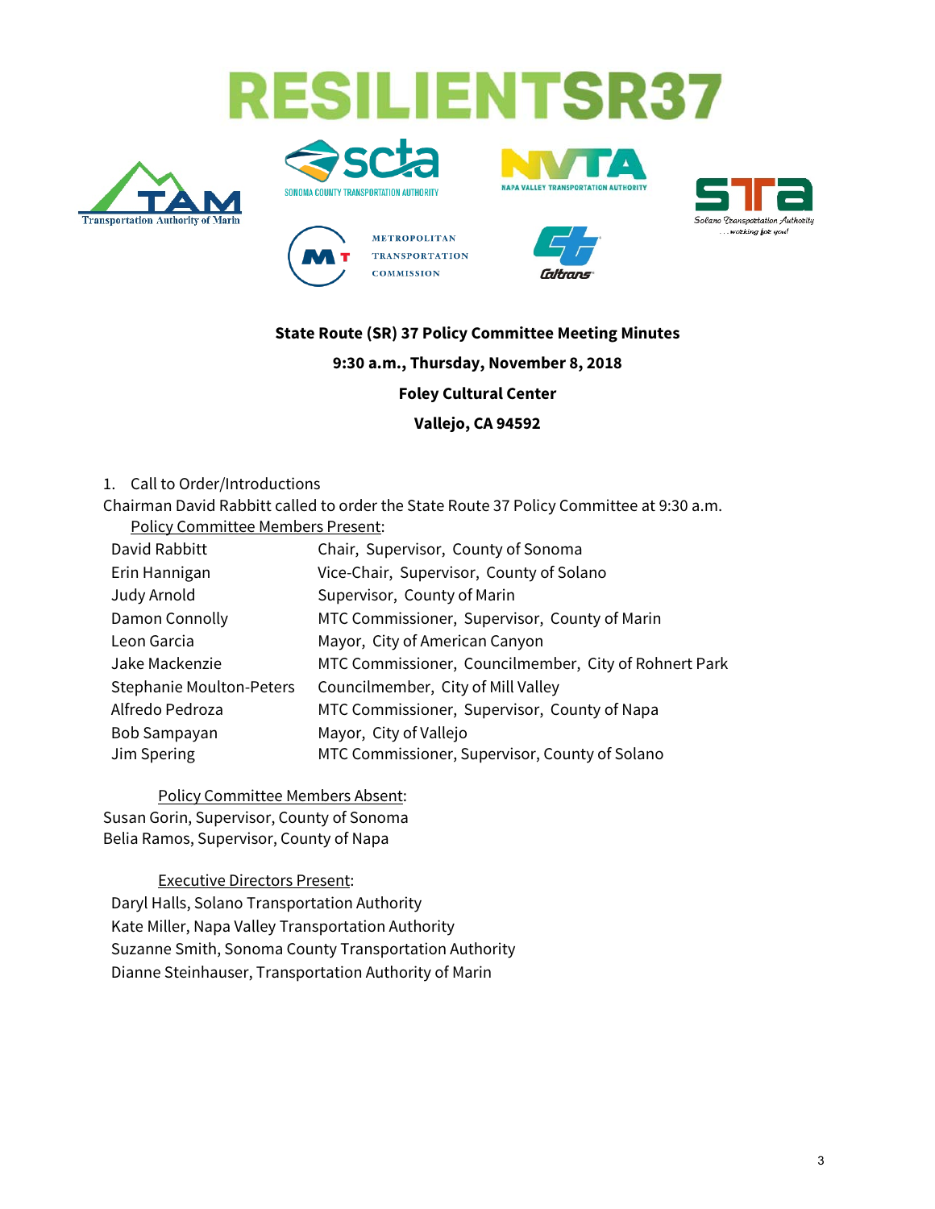# RESILIENTSR37

**State Route (SR) 37 Policy Committee Meeting Minutes**

**9:30 a.m., Thursday, November 8, 2018**

**Foley Cultural Center**

**Vallejo, CA 94592**

1. Call to Order/Introductions

Chairman David Rabbitt called to order the State Route 37 Policy Committee at 9:30 a.m.

Policy Committee Members Present:

| | |
|---|---|
| David Rabbitt | Chair, Supervisor, County of Sonoma |
| Erin Hannigan | Vice-Chair, Supervisor, County of Solano |
| Judy Arnold | Supervisor, County of Marin |
| Damon Connolly | MTC Commissioner, Supervisor, County of Marin |
| Leon Garcia | Mayor, City of American Canyon |
| Jake Mackenzie | MTC Commissioner, Councilmember, City of Rohnert Park |
| Stephanie Moulton-Peters | Councilmember, City of Mill Valley |
| Alfredo Pedroza | MTC Commissioner, Supervisor, County of Napa |
| Bob Sampayan | Mayor, City of Vallejo |
| Jim Spering | MTC Commissioner, Supervisor, County of Solano |

Policy Committee Members Absent:

Susan Gorin, Supervisor, County of Sonoma
Belia Ramos, Supervisor, County of Napa

Executive Directors Present:

Daryl Halls, Solano Transportation Authority
Kate Miller, Napa Valley Transportation Authority
Suzanne Smith, Sonoma County Transportation Authority
Dianne Steinhauser, Transportation Authority of Marin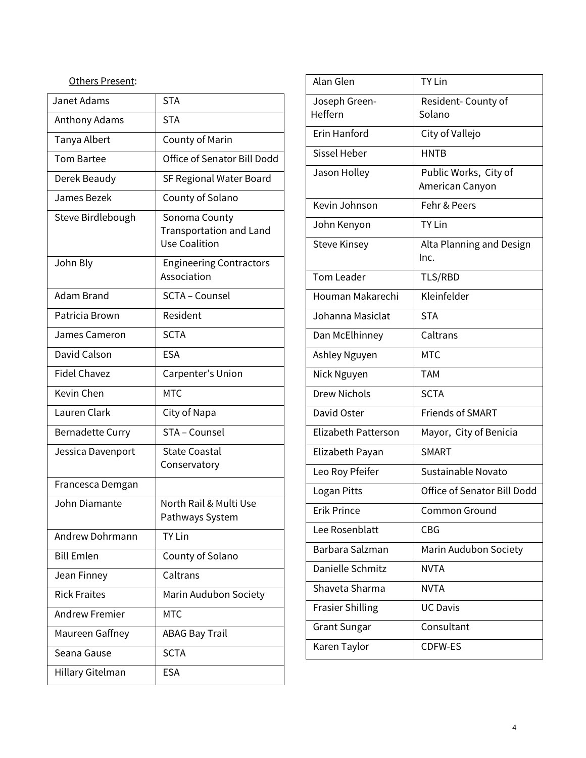<u>Others Present</u>:

| | |
|---|---|
| Janet Adams | STA |
| Anthony Adams | STA |
| Tanya Albert | County of Marin |
| Tom Bartee | Office of Senator Bill Dodd |
| Derek Beaudy | SF Regional Water Board |
| James Bezek | County of Solano |
| Steve Birdlebough | Sonoma County Transportation and Land Use Coalition |
| John Bly | Engineering Contractors Association |
| Adam Brand | SCTA – Counsel |
| Patricia Brown | Resident |
| James Cameron | SCTA |
| David Calson | ESA |
| Fidel Chavez | Carpenter's Union |
| Kevin Chen | MTC |
| Lauren Clark | City of Napa |
| Bernadette Curry | STA – Counsel |
| Jessica Davenport | State Coastal Conservatory |
| Francesca Demgan | |
| John Diamante | North Rail & Multi Use Pathways System |
| Andrew Dohrmann | TY Lin |
| Bill Emlen | County of Solano |
| Jean Finney | Caltrans |
| Rick Fraites | Marin Audubon Society |
| Andrew Fremier | MTC |
| Maureen Gaffney | ABAG Bay Trail |
| Seana Gause | SCTA |
| Hillary Gitelman | ESA |
| Alan Glen | TY Lin |
| Joseph Green-Heffern | Resident- County of Solano |
| Erin Hanford | City of Vallejo |
| Sissel Heber | HNTB |
| Jason Holley | Public Works, City of American Canyon |
| Kevin Johnson | Fehr & Peers |
| John Kenyon | TY Lin |
| Steve Kinsey | Alta Planning and Design Inc. |
| Tom Leader | TLS/RBD |
| Houman Makarechi | Kleinfelder |
| Johanna Masiclat | STA |
| Dan McElhinney | Caltrans |
| Ashley Nguyen | MTC |
| Nick Nguyen | TAM |
| Drew Nichols | SCTA |
| David Oster | Friends of SMART |
| Elizabeth Patterson | Mayor, City of Benicia |
| Elizabeth Payan | SMART |
| Leo Roy Pfeifer | Sustainable Novato |
| Logan Pitts | Office of Senator Bill Dodd |
| Erik Prince | Common Ground |
| Lee Rosenblatt | CBG |
| Barbara Salzman | Marin Audubon Society |
| Danielle Schmitz | NVTA |
| Shaveta Sharma | NVTA |
| Frasier Shilling | UC Davis |
| Grant Sungar | Consultant |
| Karen Taylor | CDFW-ES |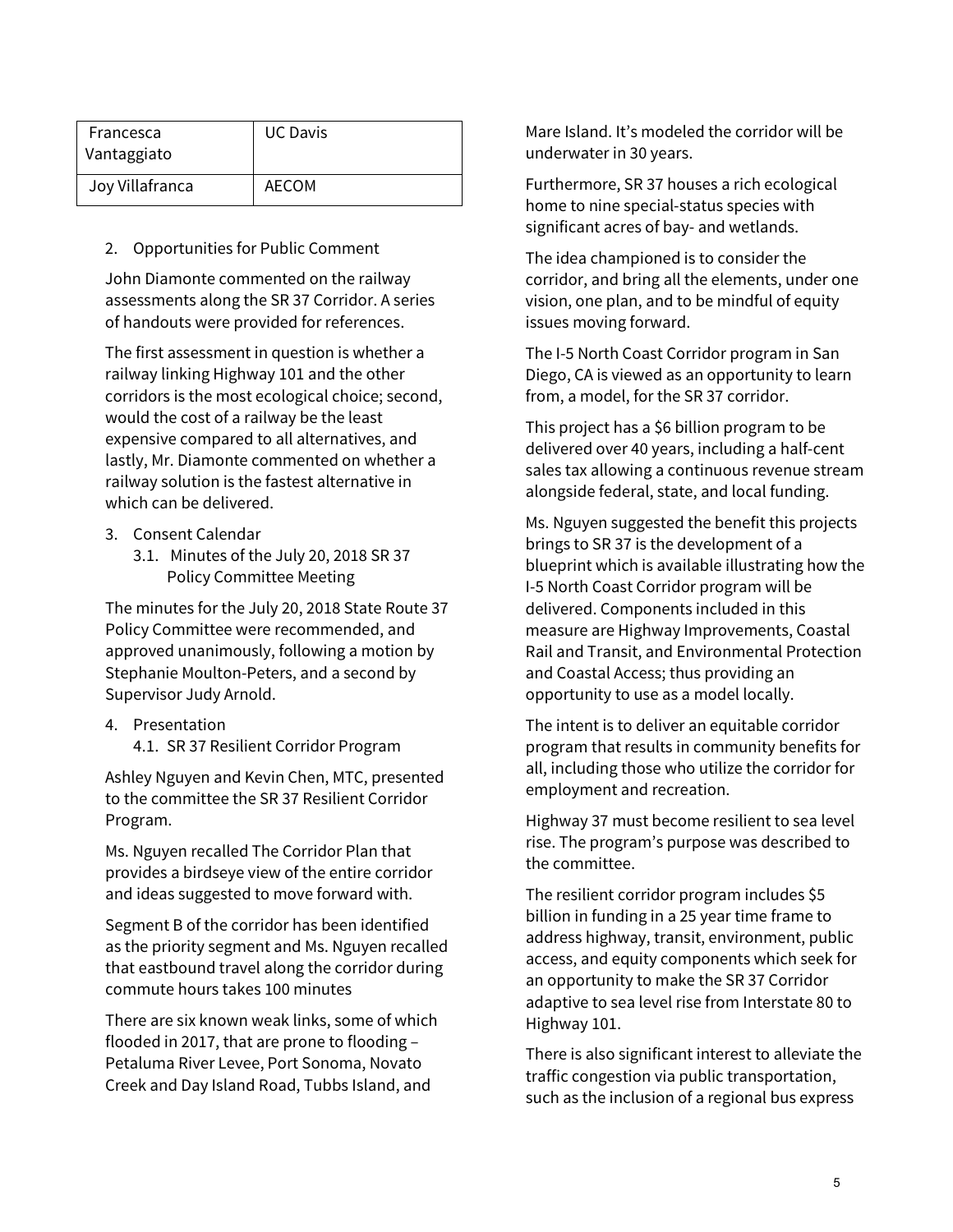| Francesca Vantaggiato | UC Davis |
|---|---|
| Joy Villafranca | AECOM |

2. Opportunities for Public Comment

John Diamonte commented on the railway assessments along the SR 37 Corridor. A series of handouts were provided for references.

The first assessment in question is whether a railway linking Highway 101 and the other corridors is the most ecological choice; second, would the cost of a railway be the least expensive compared to all alternatives, and lastly, Mr. Diamonte commented on whether a railway solution is the fastest alternative in which can be delivered.

3. Consent Calendar
   3.1. Minutes of the July 20, 2018 SR 37 Policy Committee Meeting

The minutes for the July 20, 2018 State Route 37 Policy Committee were recommended, and approved unanimously, following a motion by Stephanie Moulton-Peters, and a second by Supervisor Judy Arnold.

4. Presentation
   4.1. SR 37 Resilient Corridor Program

Ashley Nguyen and Kevin Chen, MTC, presented to the committee the SR 37 Resilient Corridor Program.

Ms. Nguyen recalled The Corridor Plan that provides a birdseye view of the entire corridor and ideas suggested to move forward with.

Segment B of the corridor has been identified as the priority segment and Ms. Nguyen recalled that eastbound travel along the corridor during commute hours takes 100 minutes

There are six known weak links, some of which flooded in 2017, that are prone to flooding – Petaluma River Levee, Port Sonoma, Novato Creek and Day Island Road, Tubbs Island, and Mare Island. It's modeled the corridor will be underwater in 30 years.

Furthermore, SR 37 houses a rich ecological home to nine special-status species with significant acres of bay- and wetlands.

The idea championed is to consider the corridor, and bring all the elements, under one vision, one plan, and to be mindful of equity issues moving forward.

The I-5 North Coast Corridor program in San Diego, CA is viewed as an opportunity to learn from, a model, for the SR 37 corridor.

This project has a $6 billion program to be delivered over 40 years, including a half-cent sales tax allowing a continuous revenue stream alongside federal, state, and local funding.

Ms. Nguyen suggested the benefit this projects brings to SR 37 is the development of a blueprint which is available illustrating how the I-5 North Coast Corridor program will be delivered. Components included in this measure are Highway Improvements, Coastal Rail and Transit, and Environmental Protection and Coastal Access; thus providing an opportunity to use as a model locally.

The intent is to deliver an equitable corridor program that results in community benefits for all, including those who utilize the corridor for employment and recreation.

Highway 37 must become resilient to sea level rise. The program's purpose was described to the committee.

The resilient corridor program includes $5 billion in funding in a 25 year time frame to address highway, transit, environment, public access, and equity components which seek for an opportunity to make the SR 37 Corridor adaptive to sea level rise from Interstate 80 to Highway 101.

There is also significant interest to alleviate the traffic congestion via public transportation, such as the inclusion of a regional bus express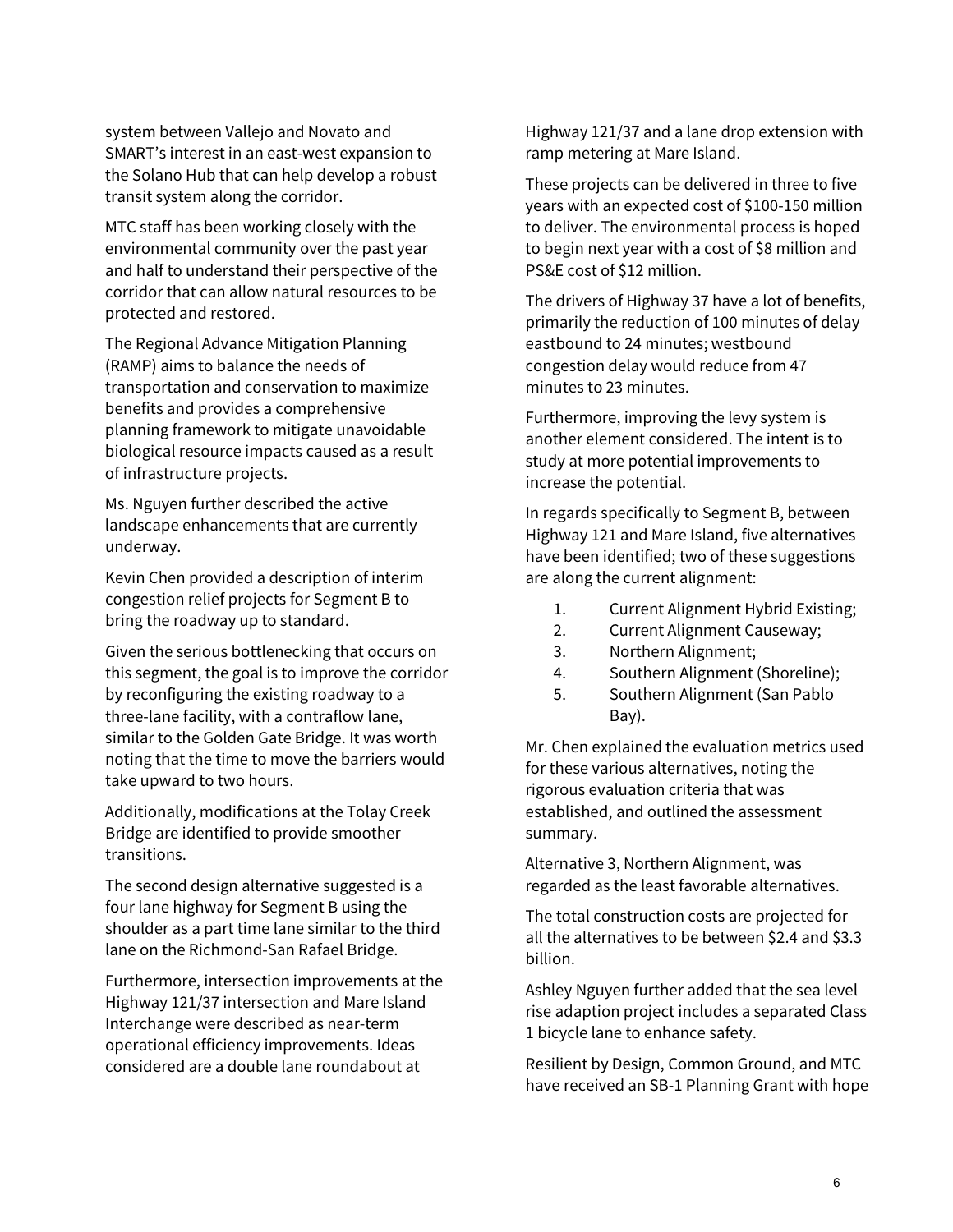system between Vallejo and Novato and SMART's interest in an east-west expansion to the Solano Hub that can help develop a robust transit system along the corridor.

MTC staff has been working closely with the environmental community over the past year and half to understand their perspective of the corridor that can allow natural resources to be protected and restored.

The Regional Advance Mitigation Planning (RAMP) aims to balance the needs of transportation and conservation to maximize benefits and provides a comprehensive planning framework to mitigate unavoidable biological resource impacts caused as a result of infrastructure projects.

Ms. Nguyen further described the active landscape enhancements that are currently underway.

Kevin Chen provided a description of interim congestion relief projects for Segment B to bring the roadway up to standard.

Given the serious bottlenecking that occurs on this segment, the goal is to improve the corridor by reconfiguring the existing roadway to a three-lane facility, with a contraflow lane, similar to the Golden Gate Bridge. It was worth noting that the time to move the barriers would take upward to two hours.

Additionally, modifications at the Tolay Creek Bridge are identified to provide smoother transitions.

The second design alternative suggested is a four lane highway for Segment B using the shoulder as a part time lane similar to the third lane on the Richmond-San Rafael Bridge.

Furthermore, intersection improvements at the Highway 121/37 intersection and Mare Island Interchange were described as near-term operational efficiency improvements. Ideas considered are a double lane roundabout at Highway 121/37 and a lane drop extension with ramp metering at Mare Island.

These projects can be delivered in three to five years with an expected cost of $100-150 million to deliver. The environmental process is hoped to begin next year with a cost of $8 million and PS&E cost of $12 million.

The drivers of Highway 37 have a lot of benefits, primarily the reduction of 100 minutes of delay eastbound to 24 minutes; westbound congestion delay would reduce from 47 minutes to 23 minutes.

Furthermore, improving the levy system is another element considered. The intent is to study at more potential improvements to increase the potential.

In regards specifically to Segment B, between Highway 121 and Mare Island, five alternatives have been identified; two of these suggestions are along the current alignment:

1. Current Alignment Hybrid Existing;
2. Current Alignment Causeway;
3. Northern Alignment;
4. Southern Alignment (Shoreline);
5. Southern Alignment (San Pablo Bay).

Mr. Chen explained the evaluation metrics used for these various alternatives, noting the rigorous evaluation criteria that was established, and outlined the assessment summary.

Alternative 3, Northern Alignment, was regarded as the least favorable alternatives.

The total construction costs are projected for all the alternatives to be between $2.4 and $3.3 billion.

Ashley Nguyen further added that the sea level rise adaption project includes a separated Class 1 bicycle lane to enhance safety.

Resilient by Design, Common Ground, and MTC have received an SB-1 Planning Grant with hope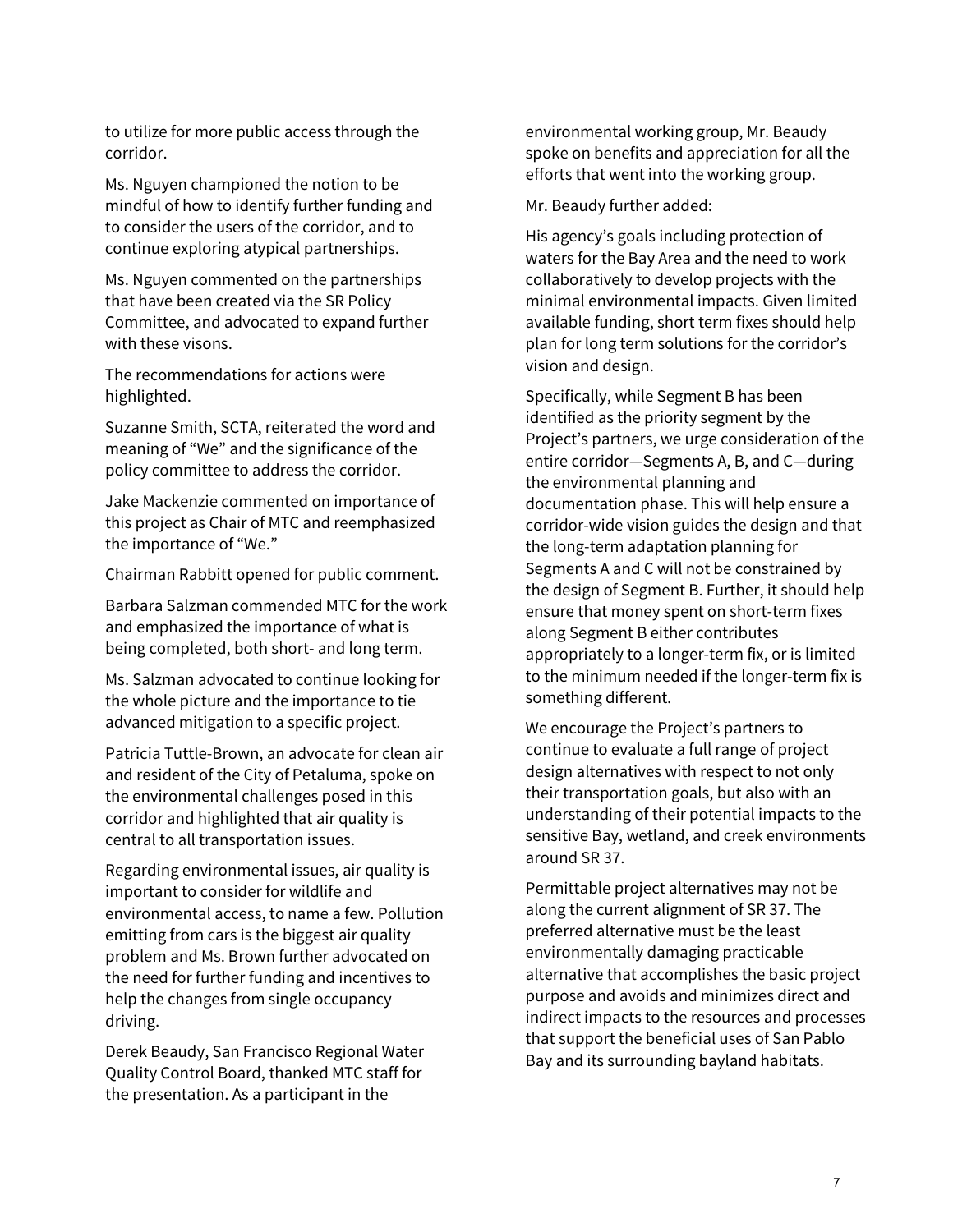to utilize for more public access through the corridor.

Ms. Nguyen championed the notion to be mindful of how to identify further funding and to consider the users of the corridor, and to continue exploring atypical partnerships.

Ms. Nguyen commented on the partnerships that have been created via the SR Policy Committee, and advocated to expand further with these visons.

The recommendations for actions were highlighted.

Suzanne Smith, SCTA, reiterated the word and meaning of "We" and the significance of the policy committee to address the corridor.

Jake Mackenzie commented on importance of this project as Chair of MTC and reemphasized the importance of "We."

Chairman Rabbitt opened for public comment.

Barbara Salzman commended MTC for the work and emphasized the importance of what is being completed, both short- and long term.

Ms. Salzman advocated to continue looking for the whole picture and the importance to tie advanced mitigation to a specific project.

Patricia Tuttle-Brown, an advocate for clean air and resident of the City of Petaluma, spoke on the environmental challenges posed in this corridor and highlighted that air quality is central to all transportation issues.

Regarding environmental issues, air quality is important to consider for wildlife and environmental access, to name a few. Pollution emitting from cars is the biggest air quality problem and Ms. Brown further advocated on the need for further funding and incentives to help the changes from single occupancy driving.

Derek Beaudy, San Francisco Regional Water Quality Control Board, thanked MTC staff for the presentation. As a participant in the environmental working group, Mr. Beaudy spoke on benefits and appreciation for all the efforts that went into the working group.

Mr. Beaudy further added:

His agency's goals including protection of waters for the Bay Area and the need to work collaboratively to develop projects with the minimal environmental impacts. Given limited available funding, short term fixes should help plan for long term solutions for the corridor's vision and design.

Specifically, while Segment B has been identified as the priority segment by the Project's partners, we urge consideration of the entire corridor—Segments A, B, and C—during the environmental planning and documentation phase. This will help ensure a corridor-wide vision guides the design and that the long-term adaptation planning for Segments A and C will not be constrained by the design of Segment B. Further, it should help ensure that money spent on short-term fixes along Segment B either contributes appropriately to a longer-term fix, or is limited to the minimum needed if the longer-term fix is something different.

We encourage the Project's partners to continue to evaluate a full range of project design alternatives with respect to not only their transportation goals, but also with an understanding of their potential impacts to the sensitive Bay, wetland, and creek environments around SR 37.

Permittable project alternatives may not be along the current alignment of SR 37. The preferred alternative must be the least environmentally damaging practicable alternative that accomplishes the basic project purpose and avoids and minimizes direct and indirect impacts to the resources and processes that support the beneficial uses of San Pablo Bay and its surrounding bayland habitats.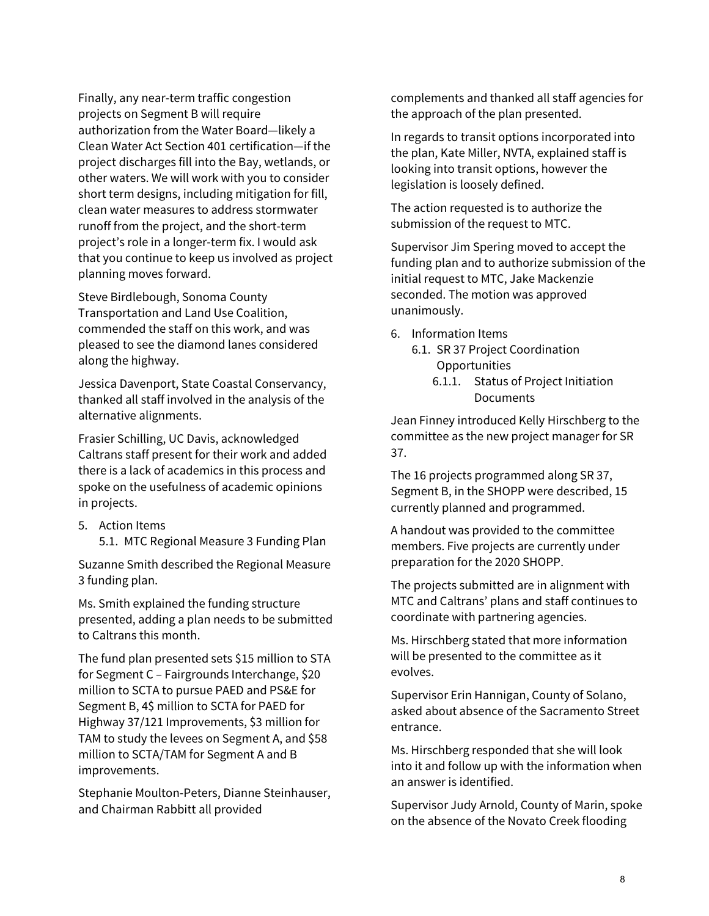Finally, any near-term traffic congestion projects on Segment B will require authorization from the Water Board—likely a Clean Water Act Section 401 certification—if the project discharges fill into the Bay, wetlands, or other waters. We will work with you to consider short term designs, including mitigation for fill, clean water measures to address stormwater runoff from the project, and the short-term project's role in a longer-term fix. I would ask that you continue to keep us involved as project planning moves forward.

Steve Birdlebough, Sonoma County Transportation and Land Use Coalition, commended the staff on this work, and was pleased to see the diamond lanes considered along the highway.

Jessica Davenport, State Coastal Conservancy, thanked all staff involved in the analysis of the alternative alignments.

Frasier Schilling, UC Davis, acknowledged Caltrans staff present for their work and added there is a lack of academics in this process and spoke on the usefulness of academic opinions in projects.

5. Action Items
   5.1. MTC Regional Measure 3 Funding Plan

Suzanne Smith described the Regional Measure 3 funding plan.

Ms. Smith explained the funding structure presented, adding a plan needs to be submitted to Caltrans this month.

The fund plan presented sets $15 million to STA for Segment C – Fairgrounds Interchange, $20 million to SCTA to pursue PAED and PS&E for Segment B, 4$ million to SCTA for PAED for Highway 37/121 Improvements, $3 million for TAM to study the levees on Segment A, and $58 million to SCTA/TAM for Segment A and B improvements.

Stephanie Moulton-Peters, Dianne Steinhauser, and Chairman Rabbitt all provided complements and thanked all staff agencies for the approach of the plan presented.

In regards to transit options incorporated into the plan, Kate Miller, NVTA, explained staff is looking into transit options, however the legislation is loosely defined.

The action requested is to authorize the submission of the request to MTC.

Supervisor Jim Spering moved to accept the funding plan and to authorize submission of the initial request to MTC, Jake Mackenzie seconded. The motion was approved unanimously.

6. Information Items
   6.1. SR 37 Project Coordination Opportunities
      6.1.1. Status of Project Initiation Documents

Jean Finney introduced Kelly Hirschberg to the committee as the new project manager for SR 37.

The 16 projects programmed along SR 37, Segment B, in the SHOPP were described, 15 currently planned and programmed.

A handout was provided to the committee members. Five projects are currently under preparation for the 2020 SHOPP.

The projects submitted are in alignment with MTC and Caltrans' plans and staff continues to coordinate with partnering agencies.

Ms. Hirschberg stated that more information will be presented to the committee as it evolves.

Supervisor Erin Hannigan, County of Solano, asked about absence of the Sacramento Street entrance.

Ms. Hirschberg responded that she will look into it and follow up with the information when an answer is identified.

Supervisor Judy Arnold, County of Marin, spoke on the absence of the Novato Creek flooding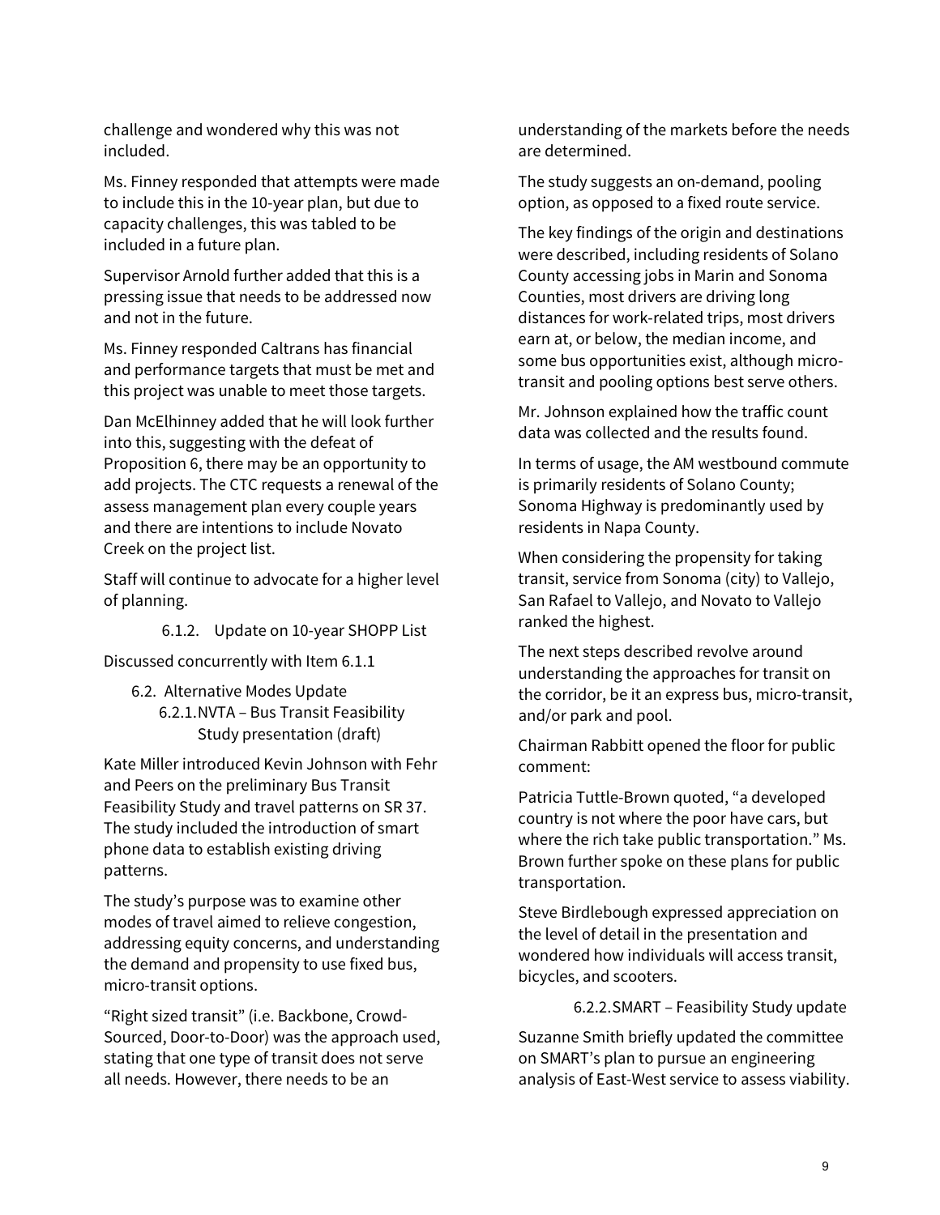challenge and wondered why this was not included.

Ms. Finney responded that attempts were made to include this in the 10-year plan, but due to capacity challenges, this was tabled to be included in a future plan.

Supervisor Arnold further added that this is a pressing issue that needs to be addressed now and not in the future.

Ms. Finney responded Caltrans has financial and performance targets that must be met and this project was unable to meet those targets.

Dan McElhinney added that he will look further into this, suggesting with the defeat of Proposition 6, there may be an opportunity to add projects. The CTC requests a renewal of the assess management plan every couple years and there are intentions to include Novato Creek on the project list.

Staff will continue to advocate for a higher level of planning.

6.1.2. Update on 10-year SHOPP List

Discussed concurrently with Item 6.1.1

6.2. Alternative Modes Update

6.2.1. NVTA – Bus Transit Feasibility Study presentation (draft)

Kate Miller introduced Kevin Johnson with Fehr and Peers on the preliminary Bus Transit Feasibility Study and travel patterns on SR 37. The study included the introduction of smart phone data to establish existing driving patterns.

The study's purpose was to examine other modes of travel aimed to relieve congestion, addressing equity concerns, and understanding the demand and propensity to use fixed bus, micro-transit options.

"Right sized transit" (i.e. Backbone, Crowd-Sourced, Door-to-Door) was the approach used, stating that one type of transit does not serve all needs. However, there needs to be an understanding of the markets before the needs are determined.

The study suggests an on-demand, pooling option, as opposed to a fixed route service.

The key findings of the origin and destinations were described, including residents of Solano County accessing jobs in Marin and Sonoma Counties, most drivers are driving long distances for work-related trips, most drivers earn at, or below, the median income, and some bus opportunities exist, although micro-transit and pooling options best serve others.

Mr. Johnson explained how the traffic count data was collected and the results found.

In terms of usage, the AM westbound commute is primarily residents of Solano County; Sonoma Highway is predominantly used by residents in Napa County.

When considering the propensity for taking transit, service from Sonoma (city) to Vallejo, San Rafael to Vallejo, and Novato to Vallejo ranked the highest.

The next steps described revolve around understanding the approaches for transit on the corridor, be it an express bus, micro-transit, and/or park and pool.

Chairman Rabbitt opened the floor for public comment:

Patricia Tuttle-Brown quoted, "a developed country is not where the poor have cars, but where the rich take public transportation." Ms. Brown further spoke on these plans for public transportation.

Steve Birdlebough expressed appreciation on the level of detail in the presentation and wondered how individuals will access transit, bicycles, and scooters.

6.2.2. SMART – Feasibility Study update

Suzanne Smith briefly updated the committee on SMART's plan to pursue an engineering analysis of East-West service to assess viability.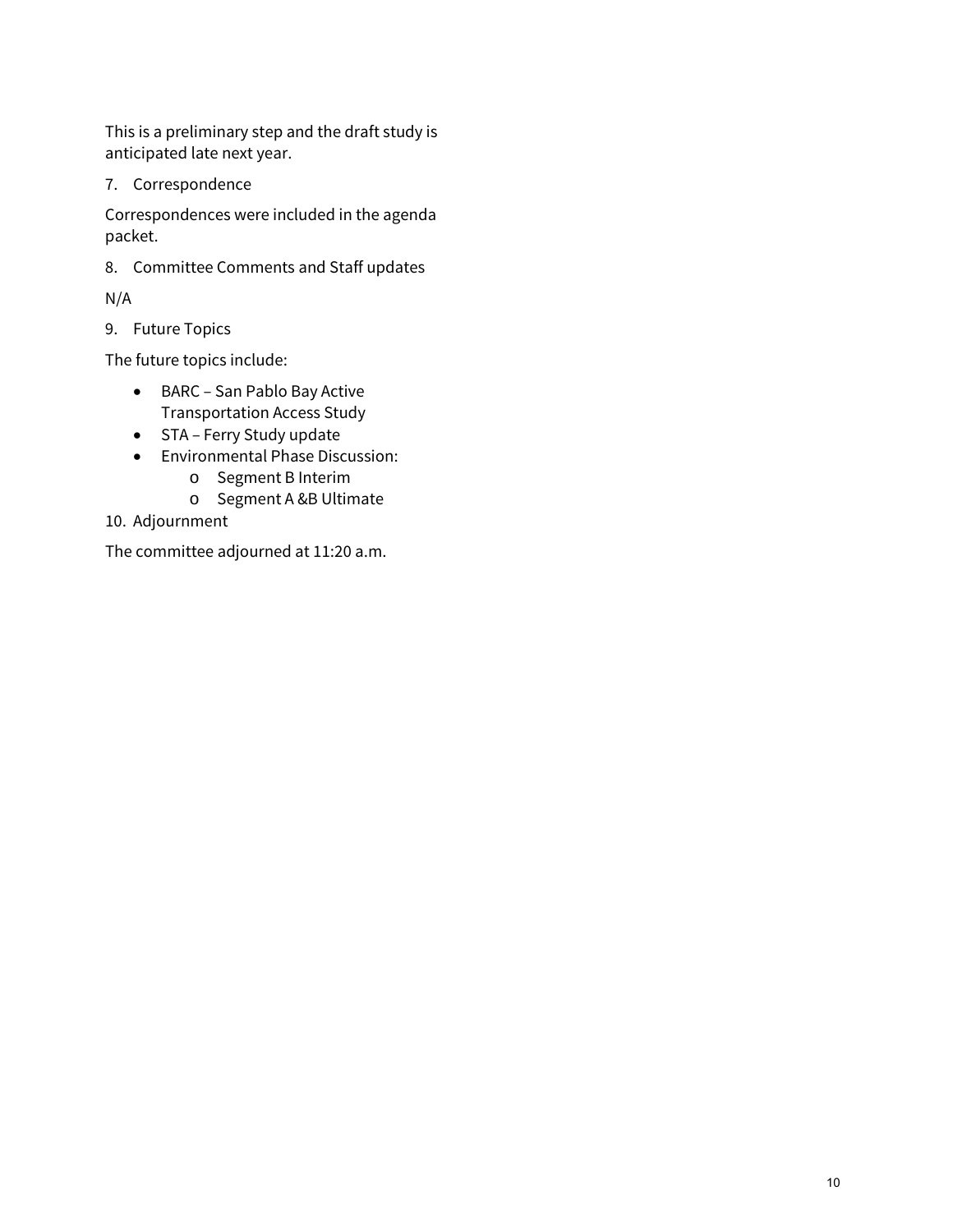This is a preliminary step and the draft study is anticipated late next year.

7. Correspondence

Correspondences were included in the agenda packet.

8. Committee Comments and Staff updates

N/A

9. Future Topics

The future topics include:

- BARC – San Pablo Bay Active Transportation Access Study
- STA – Ferry Study update
- Environmental Phase Discussion:
  - Segment B Interim
  - Segment A &B Ultimate

10. Adjournment

The committee adjourned at 11:20 a.m.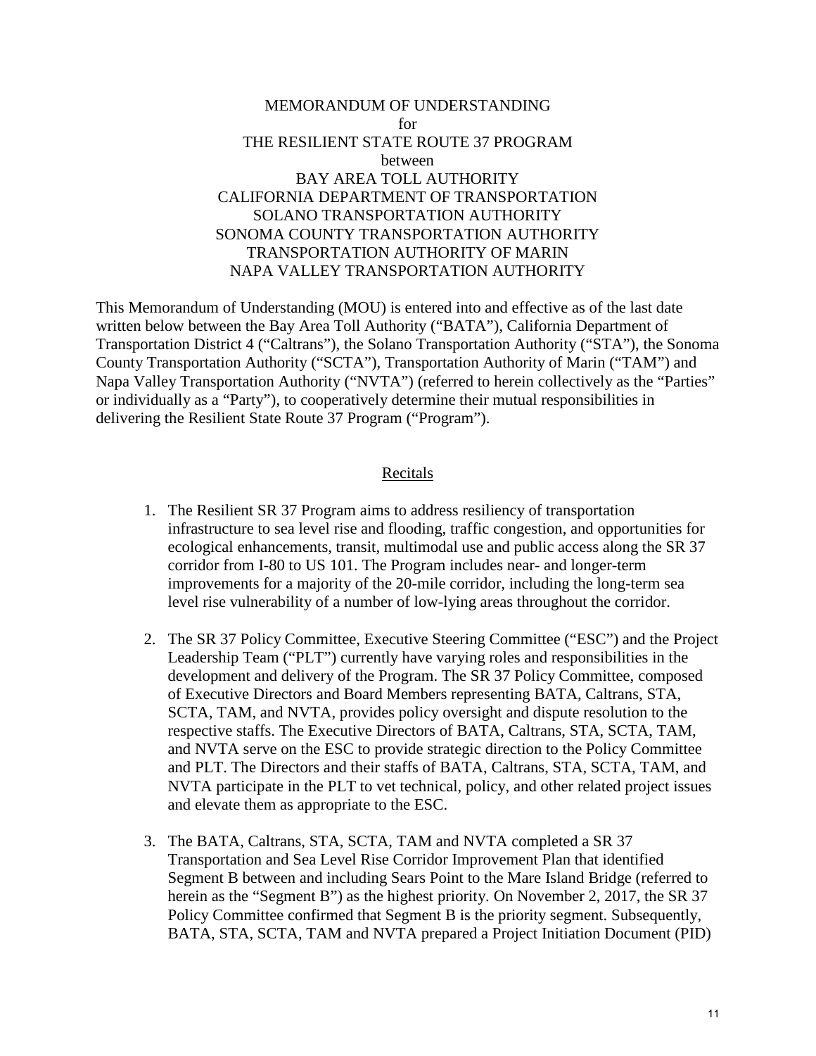MEMORANDUM OF UNDERSTANDING
for
THE RESILIENT STATE ROUTE 37 PROGRAM
between
BAY AREA TOLL AUTHORITY
CALIFORNIA DEPARTMENT OF TRANSPORTATION
SOLANO TRANSPORTATION AUTHORITY
SONOMA COUNTY TRANSPORTATION AUTHORITY
TRANSPORTATION AUTHORITY OF MARIN
NAPA VALLEY TRANSPORTATION AUTHORITY

This Memorandum of Understanding (MOU) is entered into and effective as of the last date written below between the Bay Area Toll Authority ("BATA"), California Department of Transportation District 4 ("Caltrans"), the Solano Transportation Authority ("STA"), the Sonoma County Transportation Authority ("SCTA"), Transportation Authority of Marin ("TAM") and Napa Valley Transportation Authority ("NVTA") (referred to herein collectively as the "Parties" or individually as a "Party"), to cooperatively determine their mutual responsibilities in delivering the Resilient State Route 37 Program ("Program").

## Recitals

1. The Resilient SR 37 Program aims to address resiliency of transportation infrastructure to sea level rise and flooding, traffic congestion, and opportunities for ecological enhancements, transit, multimodal use and public access along the SR 37 corridor from I-80 to US 101. The Program includes near- and longer-term improvements for a majority of the 20-mile corridor, including the long-term sea level rise vulnerability of a number of low-lying areas throughout the corridor.

2. The SR 37 Policy Committee, Executive Steering Committee ("ESC") and the Project Leadership Team ("PLT") currently have varying roles and responsibilities in the development and delivery of the Program. The SR 37 Policy Committee, composed of Executive Directors and Board Members representing BATA, Caltrans, STA, SCTA, TAM, and NVTA, provides policy oversight and dispute resolution to the respective staffs. The Executive Directors of BATA, Caltrans, STA, SCTA, TAM, and NVTA serve on the ESC to provide strategic direction to the Policy Committee and PLT. The Directors and their staffs of BATA, Caltrans, STA, SCTA, TAM, and NVTA participate in the PLT to vet technical, policy, and other related project issues and elevate them as appropriate to the ESC.

3. The BATA, Caltrans, STA, SCTA, TAM and NVTA completed a SR 37 Transportation and Sea Level Rise Corridor Improvement Plan that identified Segment B between and including Sears Point to the Mare Island Bridge (referred to herein as the "Segment B") as the highest priority. On November 2, 2017, the SR 37 Policy Committee confirmed that Segment B is the priority segment. Subsequently, BATA, STA, SCTA, TAM and NVTA prepared a Project Initiation Document (PID)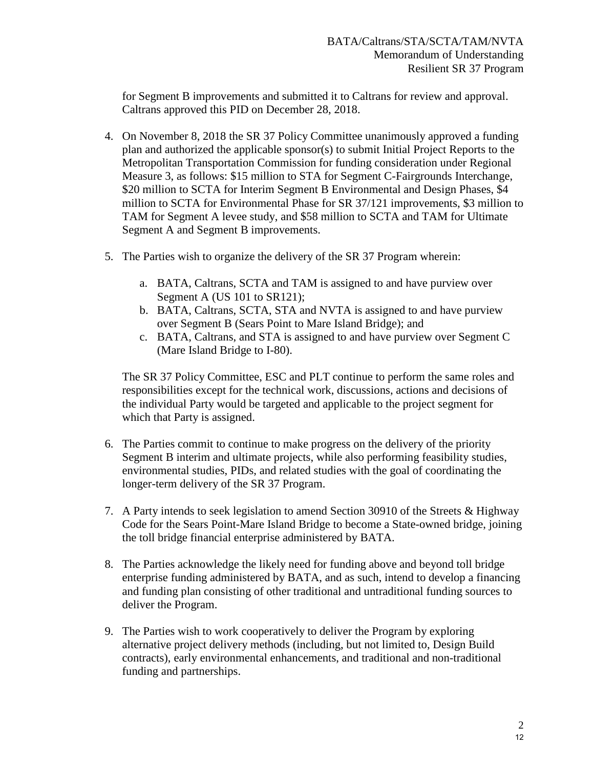for Segment B improvements and submitted it to Caltrans for review and approval. Caltrans approved this PID on December 28, 2018.

4. On November 8, 2018 the SR 37 Policy Committee unanimously approved a funding plan and authorized the applicable sponsor(s) to submit Initial Project Reports to the Metropolitan Transportation Commission for funding consideration under Regional Measure 3, as follows: $15 million to STA for Segment C-Fairgrounds Interchange, $20 million to SCTA for Interim Segment B Environmental and Design Phases, $4 million to SCTA for Environmental Phase for SR 37/121 improvements, $3 million to TAM for Segment A levee study, and $58 million to SCTA and TAM for Ultimate Segment A and Segment B improvements.

5. The Parties wish to organize the delivery of the SR 37 Program wherein:

   a. BATA, Caltrans, SCTA and TAM is assigned to and have purview over Segment A (US 101 to SR121);
   b. BATA, Caltrans, SCTA, STA and NVTA is assigned to and have purview over Segment B (Sears Point to Mare Island Bridge); and
   c. BATA, Caltrans, and STA is assigned to and have purview over Segment C (Mare Island Bridge to I-80).

   The SR 37 Policy Committee, ESC and PLT continue to perform the same roles and responsibilities except for the technical work, discussions, actions and decisions of the individual Party would be targeted and applicable to the project segment for which that Party is assigned.

6. The Parties commit to continue to make progress on the delivery of the priority Segment B interim and ultimate projects, while also performing feasibility studies, environmental studies, PIDs, and related studies with the goal of coordinating the longer-term delivery of the SR 37 Program.

7. A Party intends to seek legislation to amend Section 30910 of the Streets & Highway Code for the Sears Point-Mare Island Bridge to become a State-owned bridge, joining the toll bridge financial enterprise administered by BATA.

8. The Parties acknowledge the likely need for funding above and beyond toll bridge enterprise funding administered by BATA, and as such, intend to develop a financing and funding plan consisting of other traditional and untraditional funding sources to deliver the Program.

9. The Parties wish to work cooperatively to deliver the Program by exploring alternative project delivery methods (including, but not limited to, Design Build contracts), early environmental enhancements, and traditional and non-traditional funding and partnerships.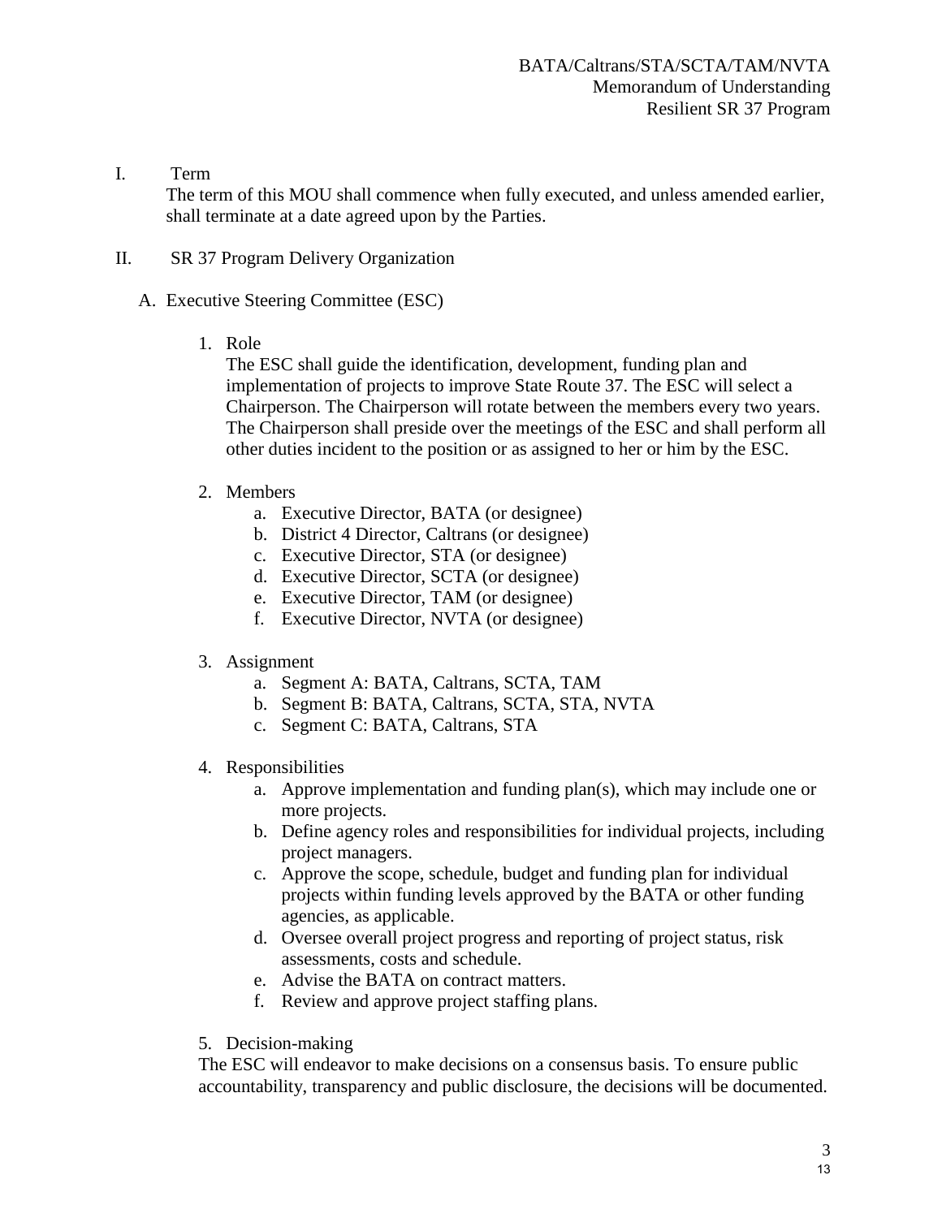## I. Term

The term of this MOU shall commence when fully executed, and unless amended earlier, shall terminate at a date agreed upon by the Parties.

## II. SR 37 Program Delivery Organization

### A. Executive Steering Committee (ESC)

1. Role

   The ESC shall guide the identification, development, funding plan and implementation of projects to improve State Route 37. The ESC will select a Chairperson. The Chairperson will rotate between the members every two years. The Chairperson shall preside over the meetings of the ESC and shall perform all other duties incident to the position or as assigned to her or him by the ESC.

2. Members
   a. Executive Director, BATA (or designee)
   b. District 4 Director, Caltrans (or designee)
   c. Executive Director, STA (or designee)
   d. Executive Director, SCTA (or designee)
   e. Executive Director, TAM (or designee)
   f. Executive Director, NVTA (or designee)

3. Assignment
   a. Segment A: BATA, Caltrans, SCTA, TAM
   b. Segment B: BATA, Caltrans, SCTA, STA, NVTA
   c. Segment C: BATA, Caltrans, STA

4. Responsibilities
   a. Approve implementation and funding plan(s), which may include one or more projects.
   b. Define agency roles and responsibilities for individual projects, including project managers.
   c. Approve the scope, schedule, budget and funding plan for individual projects within funding levels approved by the BATA or other funding agencies, as applicable.
   d. Oversee overall project progress and reporting of project status, risk assessments, costs and schedule.
   e. Advise the BATA on contract matters.
   f. Review and approve project staffing plans.

5. Decision-making

   The ESC will endeavor to make decisions on a consensus basis. To ensure public accountability, transparency and public disclosure, the decisions will be documented.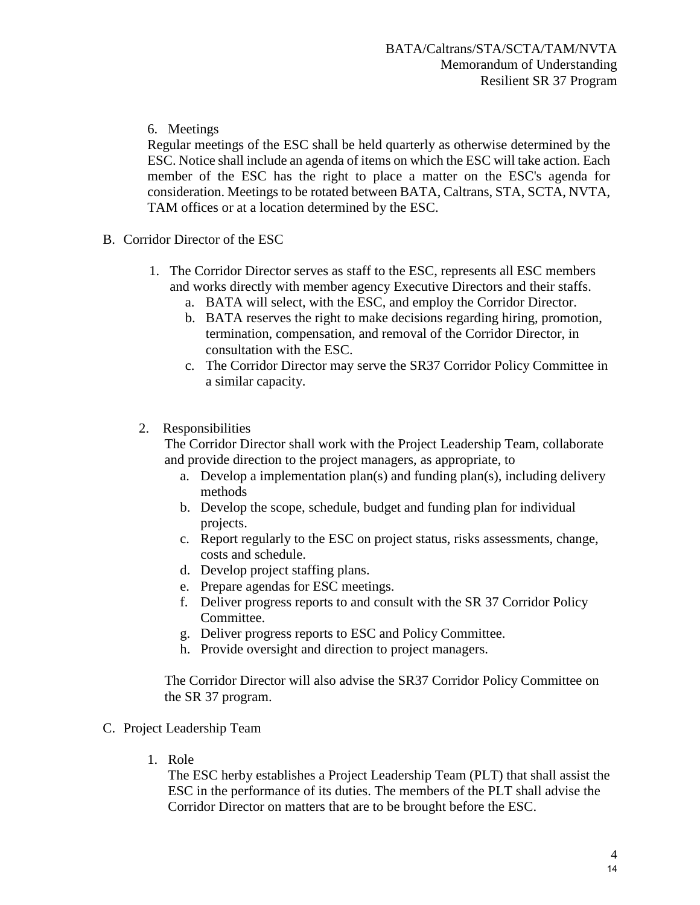6. Meetings

Regular meetings of the ESC shall be held quarterly as otherwise determined by the ESC. Notice shall include an agenda of items on which the ESC will take action. Each member of the ESC has the right to place a matter on the ESC's agenda for consideration. Meetings to be rotated between BATA, Caltrans, STA, SCTA, NVTA, TAM offices or at a location determined by the ESC.

B. Corridor Director of the ESC

1. The Corridor Director serves as staff to the ESC, represents all ESC members and works directly with member agency Executive Directors and their staffs.
   a. BATA will select, with the ESC, and employ the Corridor Director.
   b. BATA reserves the right to make decisions regarding hiring, promotion, termination, compensation, and removal of the Corridor Director, in consultation with the ESC.
   c. The Corridor Director may serve the SR37 Corridor Policy Committee in a similar capacity.

2. Responsibilities

   The Corridor Director shall work with the Project Leadership Team, collaborate and provide direction to the project managers, as appropriate, to
   a. Develop a implementation plan(s) and funding plan(s), including delivery methods
   b. Develop the scope, schedule, budget and funding plan for individual projects.
   c. Report regularly to the ESC on project status, risks assessments, change, costs and schedule.
   d. Develop project staffing plans.
   e. Prepare agendas for ESC meetings.
   f. Deliver progress reports to and consult with the SR 37 Corridor Policy Committee.
   g. Deliver progress reports to ESC and Policy Committee.
   h. Provide oversight and direction to project managers.

   The Corridor Director will also advise the SR37 Corridor Policy Committee on the SR 37 program.

C. Project Leadership Team

1. Role

   The ESC herby establishes a Project Leadership Team (PLT) that shall assist the ESC in the performance of its duties. The members of the PLT shall advise the Corridor Director on matters that are to be brought before the ESC.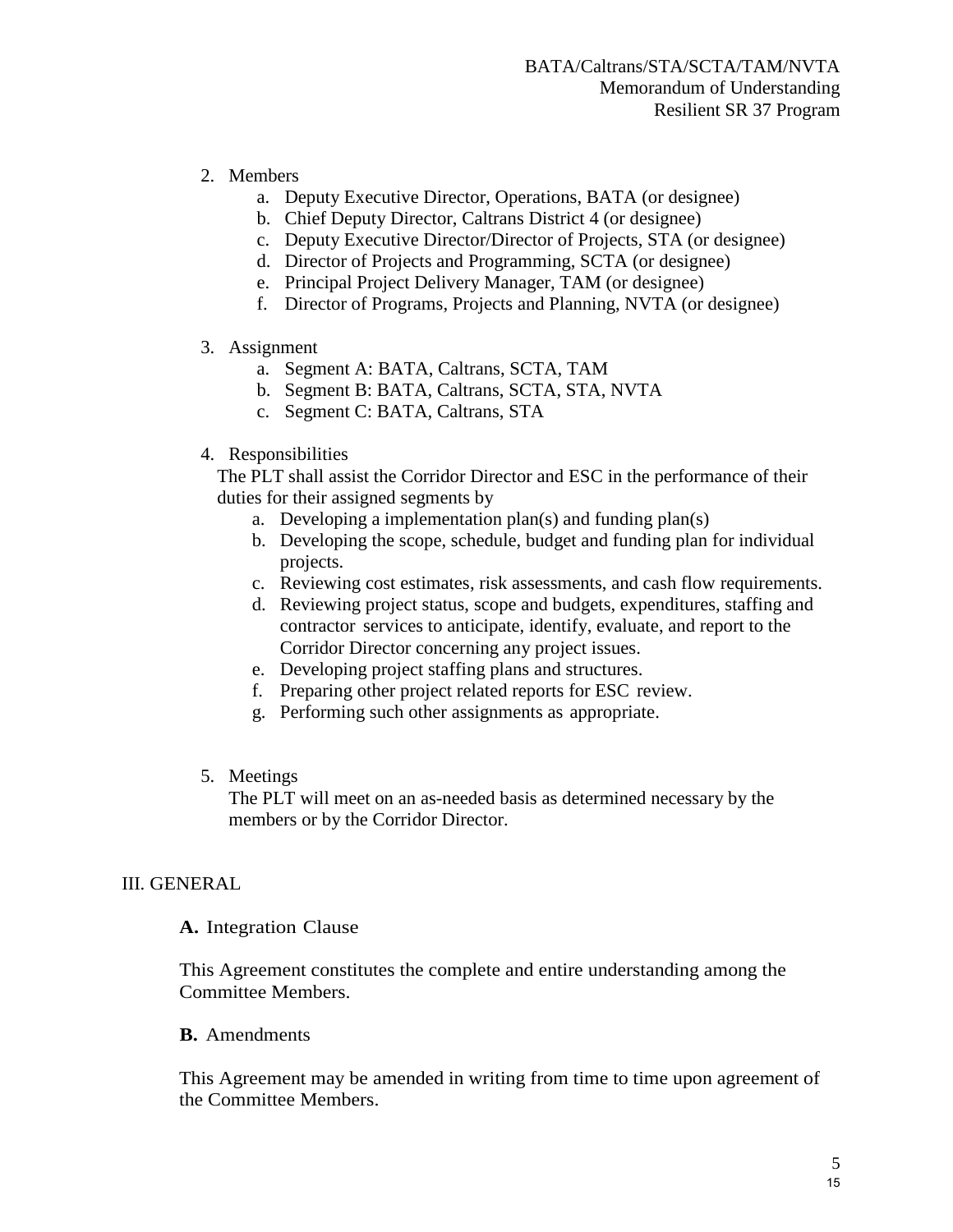2. Members
    a. Deputy Executive Director, Operations, BATA (or designee)
    b. Chief Deputy Director, Caltrans District 4 (or designee)
    c. Deputy Executive Director/Director of Projects, STA (or designee)
    d. Director of Projects and Programming, SCTA (or designee)
    e. Principal Project Delivery Manager, TAM (or designee)
    f. Director of Programs, Projects and Planning, NVTA (or designee)

3. Assignment
    a. Segment A: BATA, Caltrans, SCTA, TAM
    b. Segment B: BATA, Caltrans, SCTA, STA, NVTA
    c. Segment C: BATA, Caltrans, STA

4. Responsibilities

   The PLT shall assist the Corridor Director and ESC in the performance of their duties for their assigned segments by
    a. Developing a implementation plan(s) and funding plan(s)
    b. Developing the scope, schedule, budget and funding plan for individual projects.
    c. Reviewing cost estimates, risk assessments, and cash flow requirements.
    d. Reviewing project status, scope and budgets, expenditures, staffing and contractor services to anticipate, identify, evaluate, and report to the Corridor Director concerning any project issues.
    e. Developing project staffing plans and structures.
    f. Preparing other project related reports for ESC review.
    g. Performing such other assignments as appropriate.

5. Meetings

   The PLT will meet on an as-needed basis as determined necessary by the members or by the Corridor Director.

## III. GENERAL

**A.** Integration Clause

This Agreement constitutes the complete and entire understanding among the Committee Members.

**B.** Amendments

This Agreement may be amended in writing from time to time upon agreement of the Committee Members.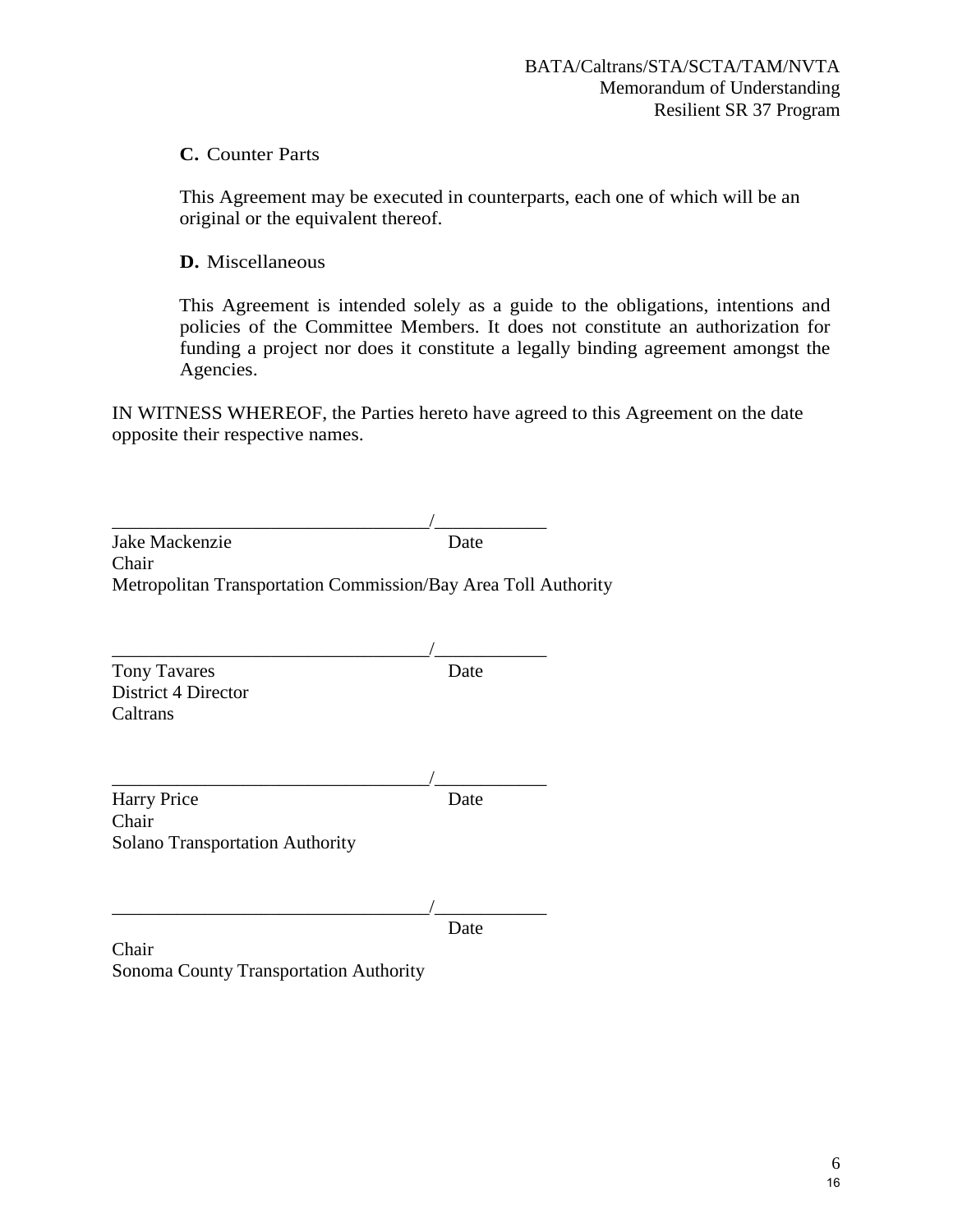**C.** Counter Parts

This Agreement may be executed in counterparts, each one of which will be an original or the equivalent thereof.

**D.** Miscellaneous

This Agreement is intended solely as a guide to the obligations, intentions and policies of the Committee Members. It does not constitute an authorization for funding a project nor does it constitute a legally binding agreement amongst the Agencies.

IN WITNESS WHEREOF, the Parties hereto have agreed to this Agreement on the date opposite their respective names.

_________________________________/___________
Jake Mackenzie Date
Chair
Metropolitan Transportation Commission/Bay Area Toll Authority

_________________________________/___________
Tony Tavares Date
District 4 Director
Caltrans

_________________________________/___________
Harry Price Date
Chair
Solano Transportation Authority

_________________________________/___________
Date
Chair
Sonoma County Transportation Authority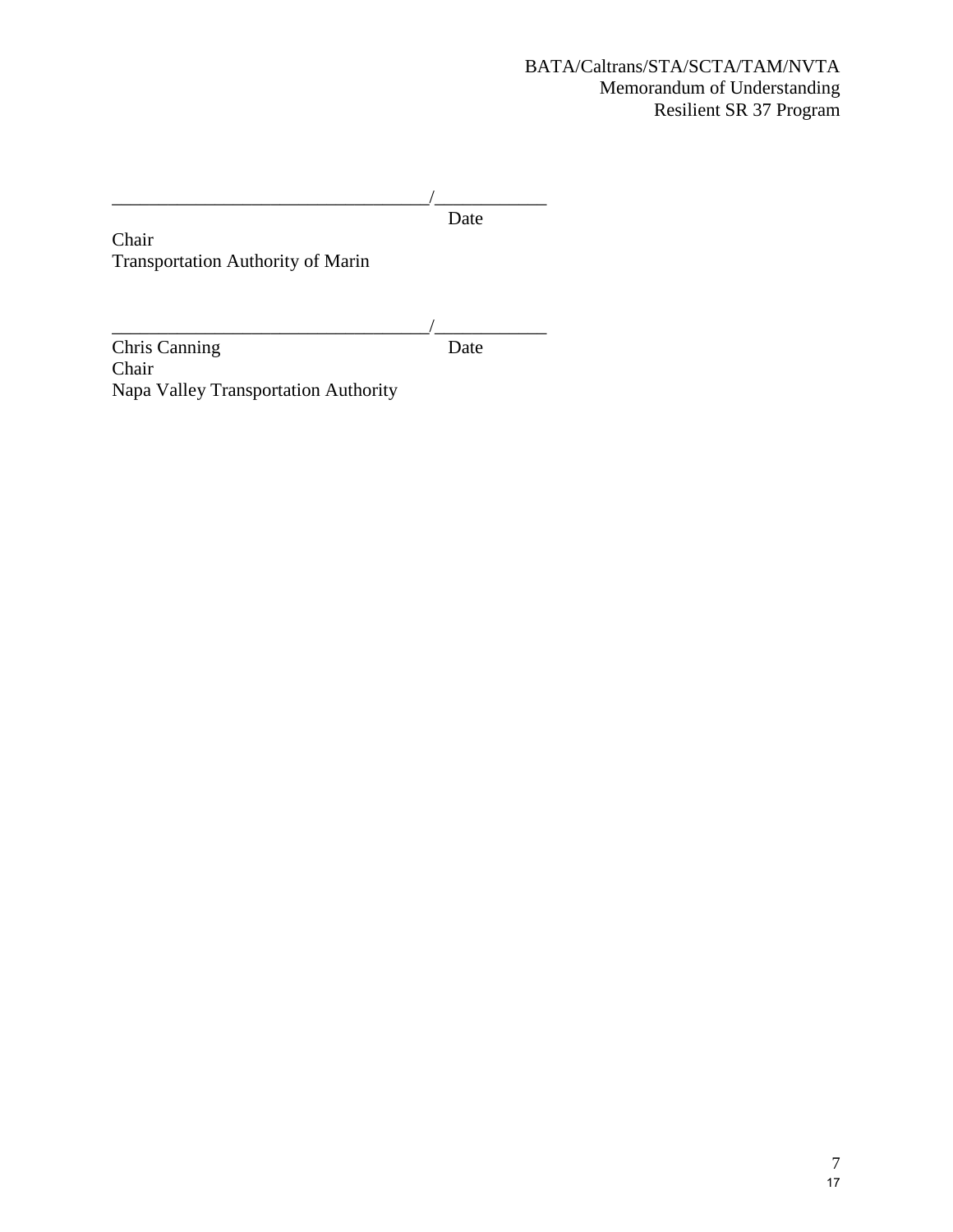___________________________________/____________
Date

Chair
Transportation Authority of Marin

___________________________________/____________

Chris Canning Date
Chair
Napa Valley Transportation Authority